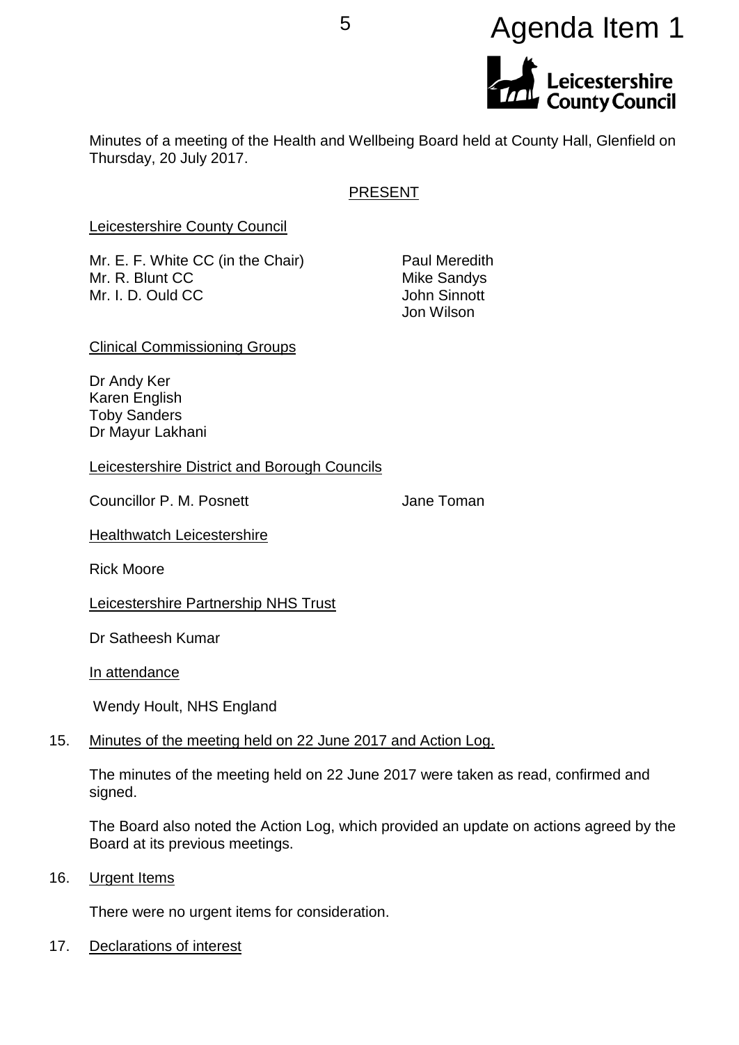# Agenda Item 1

Leicestershire County Council

Minutes of a meeting of the Health and Wellbeing Board held at County Hall, Glenfield on Thursday, 20 July 2017.

## PRESENT

### Leicestershire County Council

Mr. E. F. White CC (in the Chair)
Mr. R. Blunt CC
Mr. I. D. Ould CC
Paul Meredith
Mike Sandys
John Sinnott
Jon Wilson

### Clinical Commissioning Groups

Dr Andy Ker
Karen English
Toby Sanders
Dr Mayur Lakhani

### Leicestershire District and Borough Councils

Councillor P. M. Posnett
Jane Toman

### Healthwatch Leicestershire

Rick Moore

### Leicestershire Partnership NHS Trust

Dr Satheesh Kumar

### In attendance

Wendy Hoult, NHS England

## 15. Minutes of the meeting held on 22 June 2017 and Action Log.

The minutes of the meeting held on 22 June 2017 were taken as read, confirmed and signed.

The Board also noted the Action Log, which provided an update on actions agreed by the Board at its previous meetings.

## 16. Urgent Items

There were no urgent items for consideration.

## 17. Declarations of interest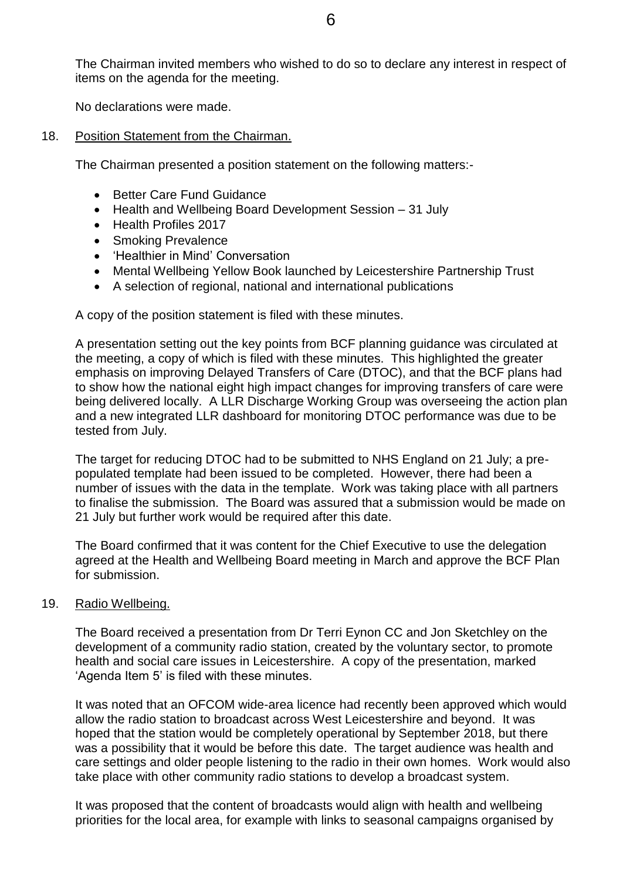The Chairman invited members who wished to do so to declare any interest in respect of items on the agenda for the meeting.

No declarations were made.

18. Position Statement from the Chairman.

The Chairman presented a position statement on the following matters:-

- Better Care Fund Guidance
- Health and Wellbeing Board Development Session – 31 July
- Health Profiles 2017
- Smoking Prevalence
- 'Healthier in Mind' Conversation
- Mental Wellbeing Yellow Book launched by Leicestershire Partnership Trust
- A selection of regional, national and international publications

A copy of the position statement is filed with these minutes.

A presentation setting out the key points from BCF planning guidance was circulated at the meeting, a copy of which is filed with these minutes. This highlighted the greater emphasis on improving Delayed Transfers of Care (DTOC), and that the BCF plans had to show how the national eight high impact changes for improving transfers of care were being delivered locally. A LLR Discharge Working Group was overseeing the action plan and a new integrated LLR dashboard for monitoring DTOC performance was due to be tested from July.

The target for reducing DTOC had to be submitted to NHS England on 21 July; a pre-populated template had been issued to be completed. However, there had been a number of issues with the data in the template. Work was taking place with all partners to finalise the submission. The Board was assured that a submission would be made on 21 July but further work would be required after this date.

The Board confirmed that it was content for the Chief Executive to use the delegation agreed at the Health and Wellbeing Board meeting in March and approve the BCF Plan for submission.

19. Radio Wellbeing.

The Board received a presentation from Dr Terri Eynon CC and Jon Sketchley on the development of a community radio station, created by the voluntary sector, to promote health and social care issues in Leicestershire. A copy of the presentation, marked 'Agenda Item 5' is filed with these minutes.

It was noted that an OFCOM wide-area licence had recently been approved which would allow the radio station to broadcast across West Leicestershire and beyond. It was hoped that the station would be completely operational by September 2018, but there was a possibility that it would be before this date. The target audience was health and care settings and older people listening to the radio in their own homes. Work would also take place with other community radio stations to develop a broadcast system.

It was proposed that the content of broadcasts would align with health and wellbeing priorities for the local area, for example with links to seasonal campaigns organised by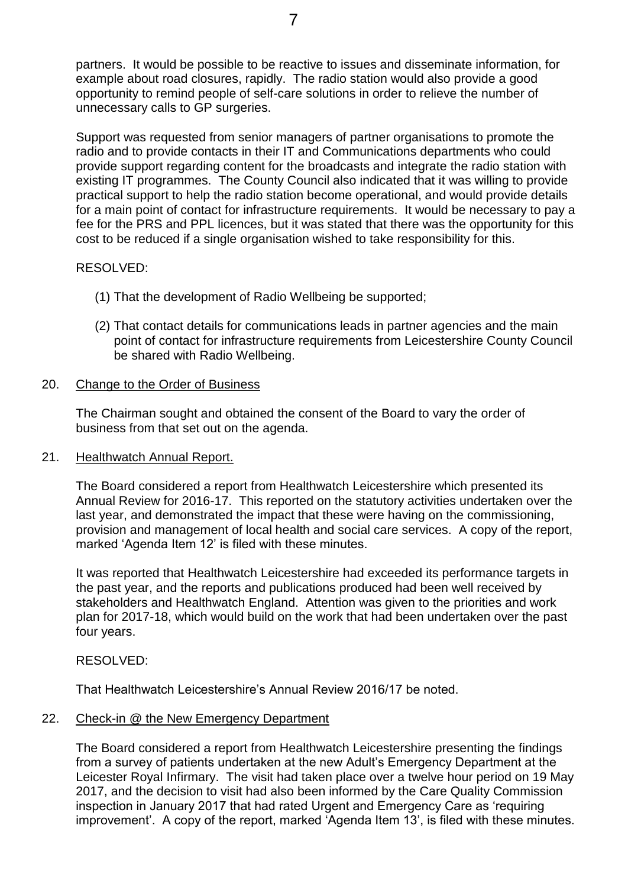partners. It would be possible to be reactive to issues and disseminate information, for example about road closures, rapidly. The radio station would also provide a good opportunity to remind people of self-care solutions in order to relieve the number of unnecessary calls to GP surgeries.

Support was requested from senior managers of partner organisations to promote the radio and to provide contacts in their IT and Communications departments who could provide support regarding content for the broadcasts and integrate the radio station with existing IT programmes. The County Council also indicated that it was willing to provide practical support to help the radio station become operational, and would provide details for a main point of contact for infrastructure requirements. It would be necessary to pay a fee for the PRS and PPL licences, but it was stated that there was the opportunity for this cost to be reduced if a single organisation wished to take responsibility for this.

RESOLVED:

(1) That the development of Radio Wellbeing be supported;

(2) That contact details for communications leads in partner agencies and the main point of contact for infrastructure requirements from Leicestershire County Council be shared with Radio Wellbeing.

20. Change to the Order of Business

The Chairman sought and obtained the consent of the Board to vary the order of business from that set out on the agenda.

21. Healthwatch Annual Report.

The Board considered a report from Healthwatch Leicestershire which presented its Annual Review for 2016-17. This reported on the statutory activities undertaken over the last year, and demonstrated the impact that these were having on the commissioning, provision and management of local health and social care services. A copy of the report, marked 'Agenda Item 12' is filed with these minutes.

It was reported that Healthwatch Leicestershire had exceeded its performance targets in the past year, and the reports and publications produced had been well received by stakeholders and Healthwatch England. Attention was given to the priorities and work plan for 2017-18, which would build on the work that had been undertaken over the past four years.

RESOLVED:

That Healthwatch Leicestershire's Annual Review 2016/17 be noted.

22. Check-in @ the New Emergency Department

The Board considered a report from Healthwatch Leicestershire presenting the findings from a survey of patients undertaken at the new Adult's Emergency Department at the Leicester Royal Infirmary. The visit had taken place over a twelve hour period on 19 May 2017, and the decision to visit had also been informed by the Care Quality Commission inspection in January 2017 that had rated Urgent and Emergency Care as 'requiring improvement'. A copy of the report, marked 'Agenda Item 13', is filed with these minutes.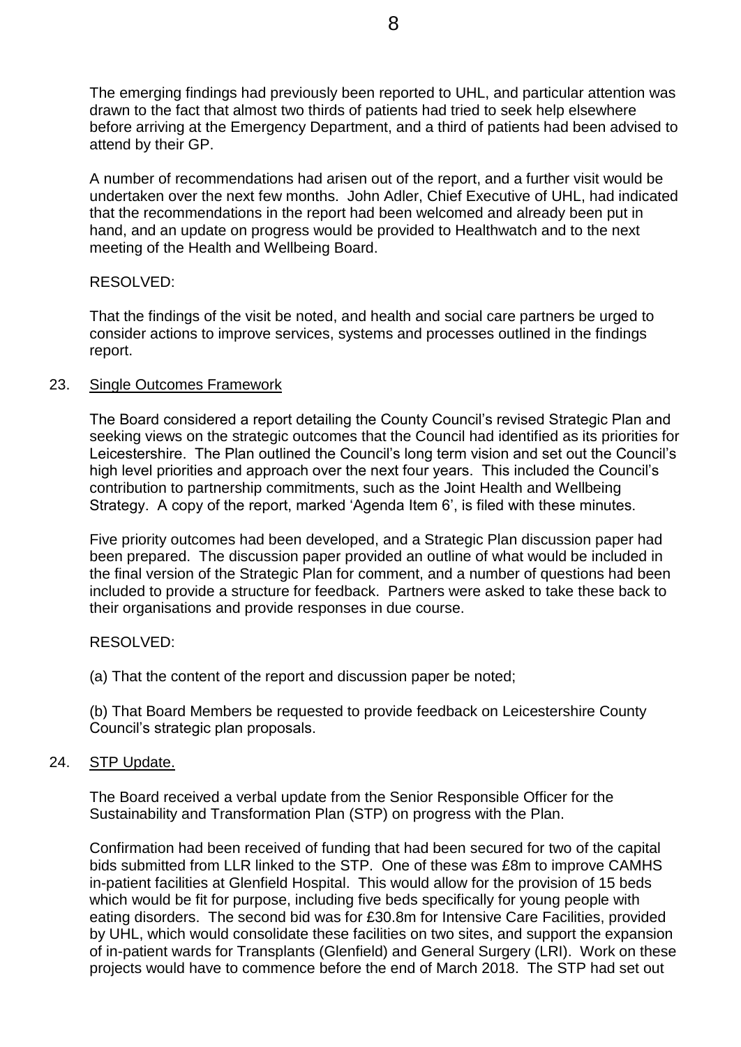The emerging findings had previously been reported to UHL, and particular attention was drawn to the fact that almost two thirds of patients had tried to seek help elsewhere before arriving at the Emergency Department, and a third of patients had been advised to attend by their GP.

A number of recommendations had arisen out of the report, and a further visit would be undertaken over the next few months. John Adler, Chief Executive of UHL, had indicated that the recommendations in the report had been welcomed and already been put in hand, and an update on progress would be provided to Healthwatch and to the next meeting of the Health and Wellbeing Board.

RESOLVED:

That the findings of the visit be noted, and health and social care partners be urged to consider actions to improve services, systems and processes outlined in the findings report.

23. Single Outcomes Framework

The Board considered a report detailing the County Council's revised Strategic Plan and seeking views on the strategic outcomes that the Council had identified as its priorities for Leicestershire. The Plan outlined the Council's long term vision and set out the Council's high level priorities and approach over the next four years. This included the Council's contribution to partnership commitments, such as the Joint Health and Wellbeing Strategy. A copy of the report, marked 'Agenda Item 6', is filed with these minutes.

Five priority outcomes had been developed, and a Strategic Plan discussion paper had been prepared. The discussion paper provided an outline of what would be included in the final version of the Strategic Plan for comment, and a number of questions had been included to provide a structure for feedback. Partners were asked to take these back to their organisations and provide responses in due course.

RESOLVED:

(a) That the content of the report and discussion paper be noted;

(b) That Board Members be requested to provide feedback on Leicestershire County Council's strategic plan proposals.

24. STP Update.

The Board received a verbal update from the Senior Responsible Officer for the Sustainability and Transformation Plan (STP) on progress with the Plan.

Confirmation had been received of funding that had been secured for two of the capital bids submitted from LLR linked to the STP. One of these was £8m to improve CAMHS in-patient facilities at Glenfield Hospital. This would allow for the provision of 15 beds which would be fit for purpose, including five beds specifically for young people with eating disorders. The second bid was for £30.8m for Intensive Care Facilities, provided by UHL, which would consolidate these facilities on two sites, and support the expansion of in-patient wards for Transplants (Glenfield) and General Surgery (LRI). Work on these projects would have to commence before the end of March 2018. The STP had set out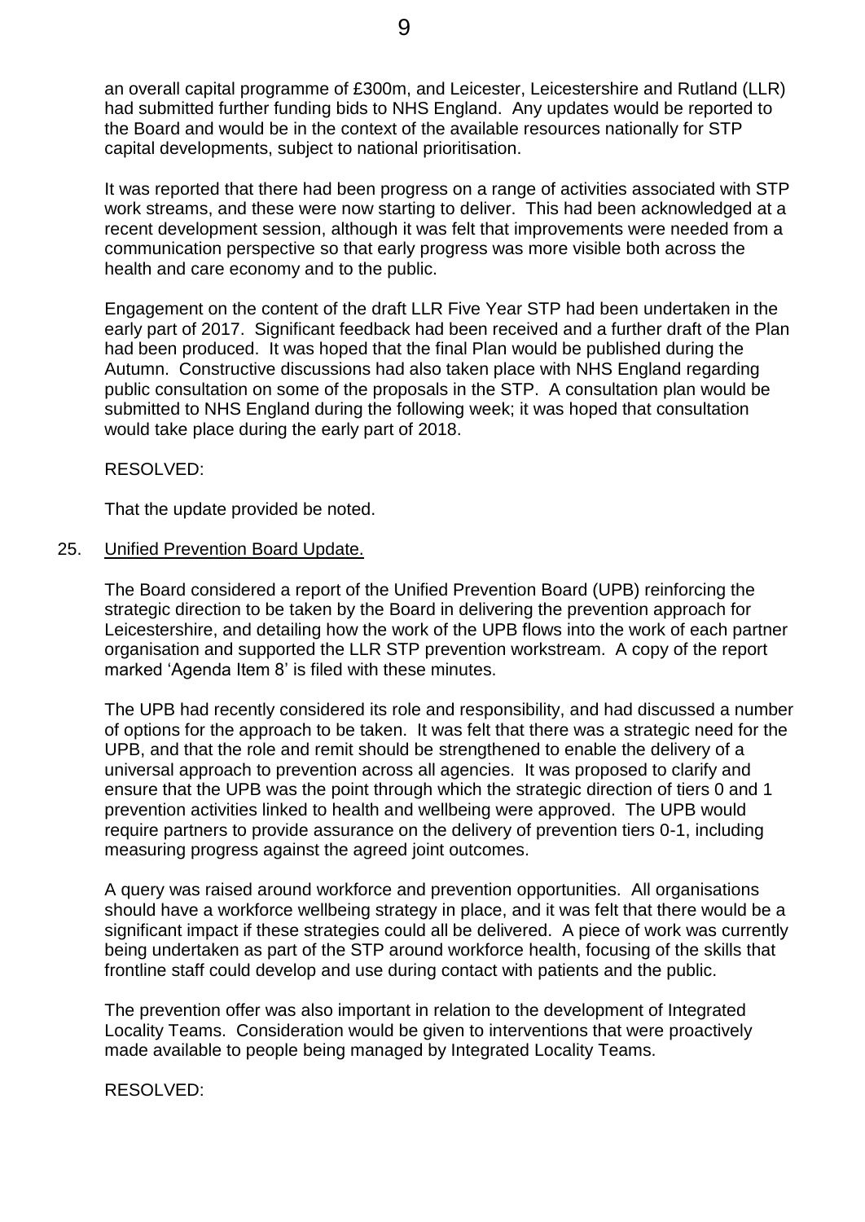an overall capital programme of £300m, and Leicester, Leicestershire and Rutland (LLR) had submitted further funding bids to NHS England. Any updates would be reported to the Board and would be in the context of the available resources nationally for STP capital developments, subject to national prioritisation.

It was reported that there had been progress on a range of activities associated with STP work streams, and these were now starting to deliver. This had been acknowledged at a recent development session, although it was felt that improvements were needed from a communication perspective so that early progress was more visible both across the health and care economy and to the public.

Engagement on the content of the draft LLR Five Year STP had been undertaken in the early part of 2017. Significant feedback had been received and a further draft of the Plan had been produced. It was hoped that the final Plan would be published during the Autumn. Constructive discussions had also taken place with NHS England regarding public consultation on some of the proposals in the STP. A consultation plan would be submitted to NHS England during the following week; it was hoped that consultation would take place during the early part of 2018.

RESOLVED:

That the update provided be noted.

25. Unified Prevention Board Update.

The Board considered a report of the Unified Prevention Board (UPB) reinforcing the strategic direction to be taken by the Board in delivering the prevention approach for Leicestershire, and detailing how the work of the UPB flows into the work of each partner organisation and supported the LLR STP prevention workstream. A copy of the report marked 'Agenda Item 8' is filed with these minutes.

The UPB had recently considered its role and responsibility, and had discussed a number of options for the approach to be taken. It was felt that there was a strategic need for the UPB, and that the role and remit should be strengthened to enable the delivery of a universal approach to prevention across all agencies. It was proposed to clarify and ensure that the UPB was the point through which the strategic direction of tiers 0 and 1 prevention activities linked to health and wellbeing were approved. The UPB would require partners to provide assurance on the delivery of prevention tiers 0-1, including measuring progress against the agreed joint outcomes.

A query was raised around workforce and prevention opportunities. All organisations should have a workforce wellbeing strategy in place, and it was felt that there would be a significant impact if these strategies could all be delivered. A piece of work was currently being undertaken as part of the STP around workforce health, focusing of the skills that frontline staff could develop and use during contact with patients and the public.

The prevention offer was also important in relation to the development of Integrated Locality Teams. Consideration would be given to interventions that were proactively made available to people being managed by Integrated Locality Teams.

RESOLVED: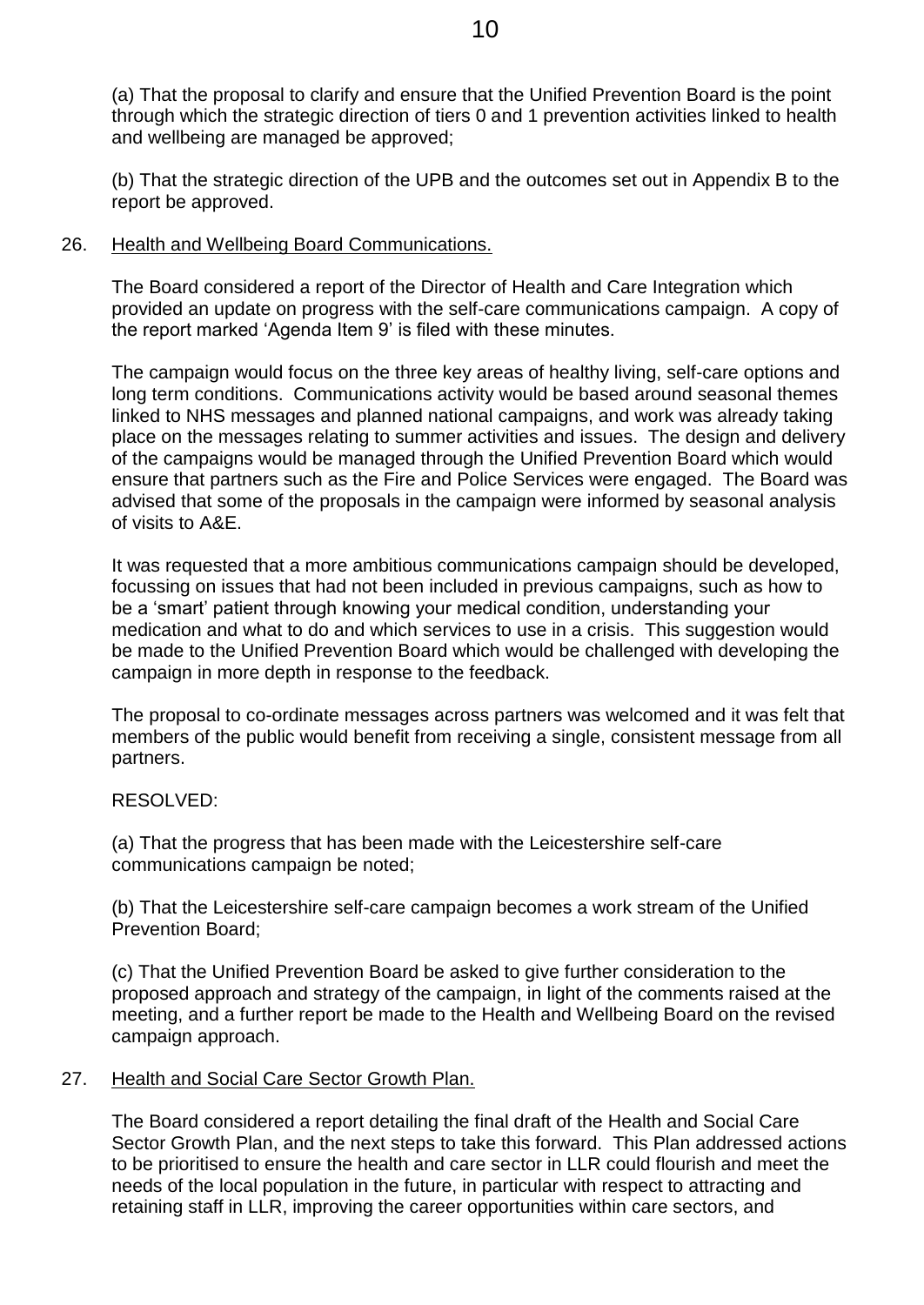(a) That the proposal to clarify and ensure that the Unified Prevention Board is the point through which the strategic direction of tiers 0 and 1 prevention activities linked to health and wellbeing are managed be approved;

(b) That the strategic direction of the UPB and the outcomes set out in Appendix B to the report be approved.

26. Health and Wellbeing Board Communications.

The Board considered a report of the Director of Health and Care Integration which provided an update on progress with the self-care communications campaign. A copy of the report marked 'Agenda Item 9' is filed with these minutes.

The campaign would focus on the three key areas of healthy living, self-care options and long term conditions. Communications activity would be based around seasonal themes linked to NHS messages and planned national campaigns, and work was already taking place on the messages relating to summer activities and issues. The design and delivery of the campaigns would be managed through the Unified Prevention Board which would ensure that partners such as the Fire and Police Services were engaged. The Board was advised that some of the proposals in the campaign were informed by seasonal analysis of visits to A&E.

It was requested that a more ambitious communications campaign should be developed, focussing on issues that had not been included in previous campaigns, such as how to be a 'smart' patient through knowing your medical condition, understanding your medication and what to do and which services to use in a crisis. This suggestion would be made to the Unified Prevention Board which would be challenged with developing the campaign in more depth in response to the feedback.

The proposal to co-ordinate messages across partners was welcomed and it was felt that members of the public would benefit from receiving a single, consistent message from all partners.

RESOLVED:

(a) That the progress that has been made with the Leicestershire self-care communications campaign be noted;

(b) That the Leicestershire self-care campaign becomes a work stream of the Unified Prevention Board;

(c) That the Unified Prevention Board be asked to give further consideration to the proposed approach and strategy of the campaign, in light of the comments raised at the meeting, and a further report be made to the Health and Wellbeing Board on the revised campaign approach.

27. Health and Social Care Sector Growth Plan.

The Board considered a report detailing the final draft of the Health and Social Care Sector Growth Plan, and the next steps to take this forward. This Plan addressed actions to be prioritised to ensure the health and care sector in LLR could flourish and meet the needs of the local population in the future, in particular with respect to attracting and retaining staff in LLR, improving the career opportunities within care sectors, and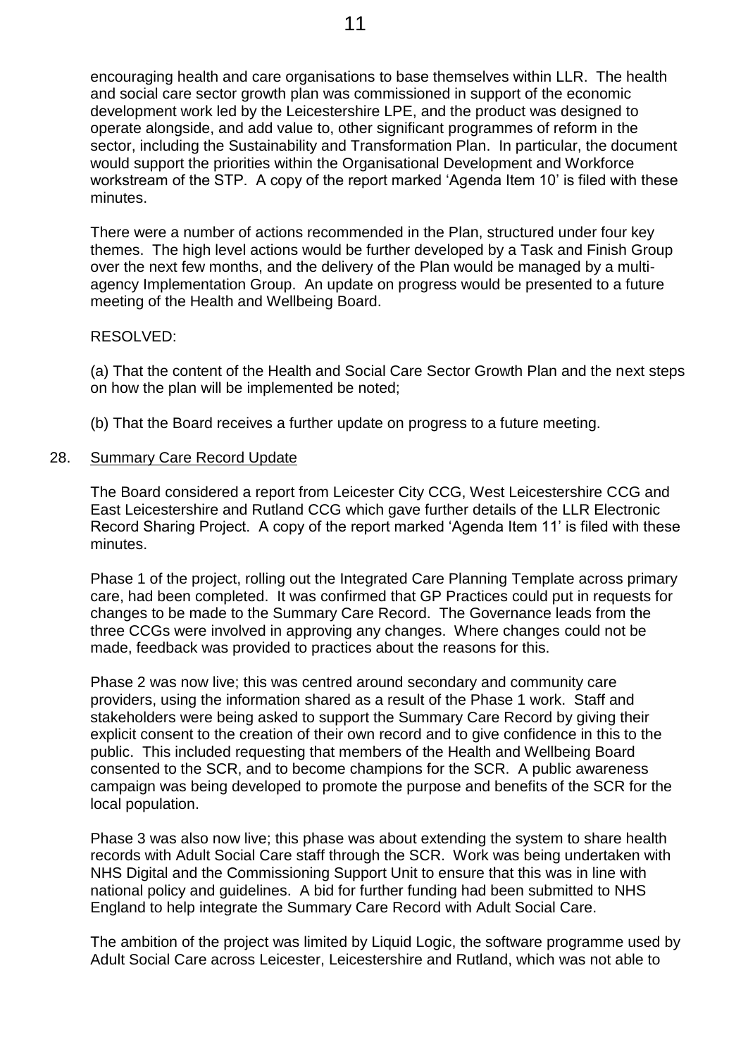encouraging health and care organisations to base themselves within LLR. The health and social care sector growth plan was commissioned in support of the economic development work led by the Leicestershire LPE, and the product was designed to operate alongside, and add value to, other significant programmes of reform in the sector, including the Sustainability and Transformation Plan. In particular, the document would support the priorities within the Organisational Development and Workforce workstream of the STP. A copy of the report marked 'Agenda Item 10' is filed with these minutes.

There were a number of actions recommended in the Plan, structured under four key themes. The high level actions would be further developed by a Task and Finish Group over the next few months, and the delivery of the Plan would be managed by a multi-agency Implementation Group. An update on progress would be presented to a future meeting of the Health and Wellbeing Board.

RESOLVED:

(a) That the content of the Health and Social Care Sector Growth Plan and the next steps on how the plan will be implemented be noted;

(b) That the Board receives a further update on progress to a future meeting.

28. Summary Care Record Update

The Board considered a report from Leicester City CCG, West Leicestershire CCG and East Leicestershire and Rutland CCG which gave further details of the LLR Electronic Record Sharing Project. A copy of the report marked 'Agenda Item 11' is filed with these minutes.

Phase 1 of the project, rolling out the Integrated Care Planning Template across primary care, had been completed. It was confirmed that GP Practices could put in requests for changes to be made to the Summary Care Record. The Governance leads from the three CCGs were involved in approving any changes. Where changes could not be made, feedback was provided to practices about the reasons for this.

Phase 2 was now live; this was centred around secondary and community care providers, using the information shared as a result of the Phase 1 work. Staff and stakeholders were being asked to support the Summary Care Record by giving their explicit consent to the creation of their own record and to give confidence in this to the public. This included requesting that members of the Health and Wellbeing Board consented to the SCR, and to become champions for the SCR. A public awareness campaign was being developed to promote the purpose and benefits of the SCR for the local population.

Phase 3 was also now live; this phase was about extending the system to share health records with Adult Social Care staff through the SCR. Work was being undertaken with NHS Digital and the Commissioning Support Unit to ensure that this was in line with national policy and guidelines. A bid for further funding had been submitted to NHS England to help integrate the Summary Care Record with Adult Social Care.

The ambition of the project was limited by Liquid Logic, the software programme used by Adult Social Care across Leicester, Leicestershire and Rutland, which was not able to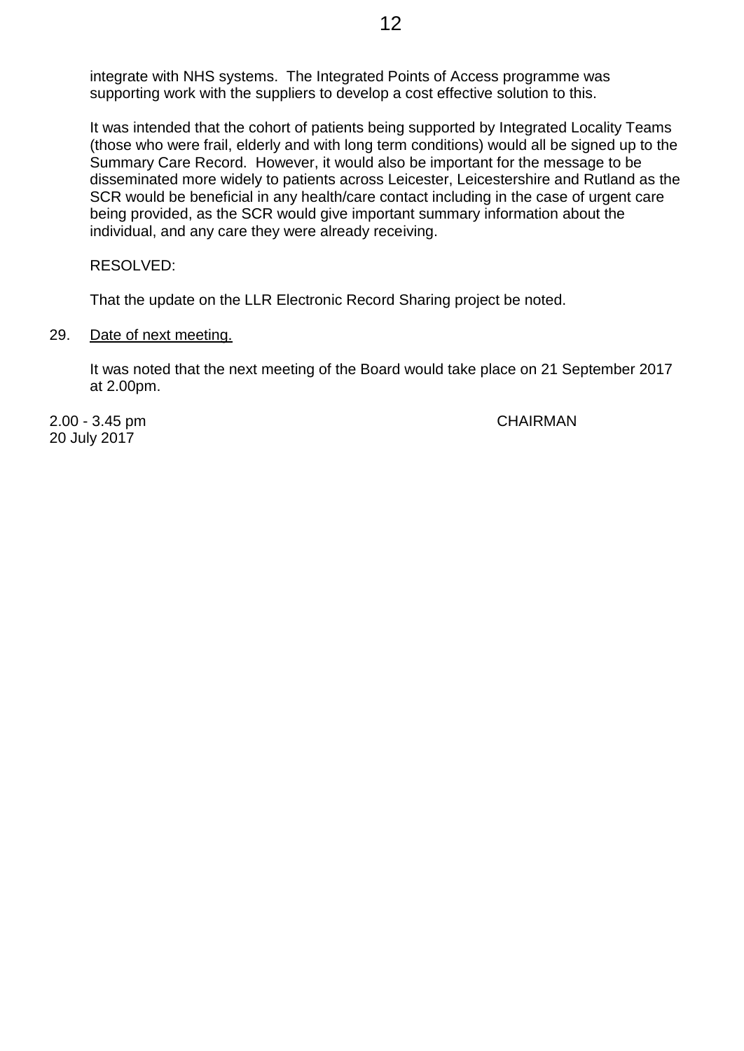integrate with NHS systems. The Integrated Points of Access programme was supporting work with the suppliers to develop a cost effective solution to this.

It was intended that the cohort of patients being supported by Integrated Locality Teams (those who were frail, elderly and with long term conditions) would all be signed up to the Summary Care Record. However, it would also be important for the message to be disseminated more widely to patients across Leicester, Leicestershire and Rutland as the SCR would be beneficial in any health/care contact including in the case of urgent care being provided, as the SCR would give important summary information about the individual, and any care they were already receiving.

RESOLVED:

That the update on the LLR Electronic Record Sharing project be noted.

29. Date of next meeting.

It was noted that the next meeting of the Board would take place on 21 September 2017 at 2.00pm.

2.00 - 3.45 pm
20 July 2017

CHAIRMAN